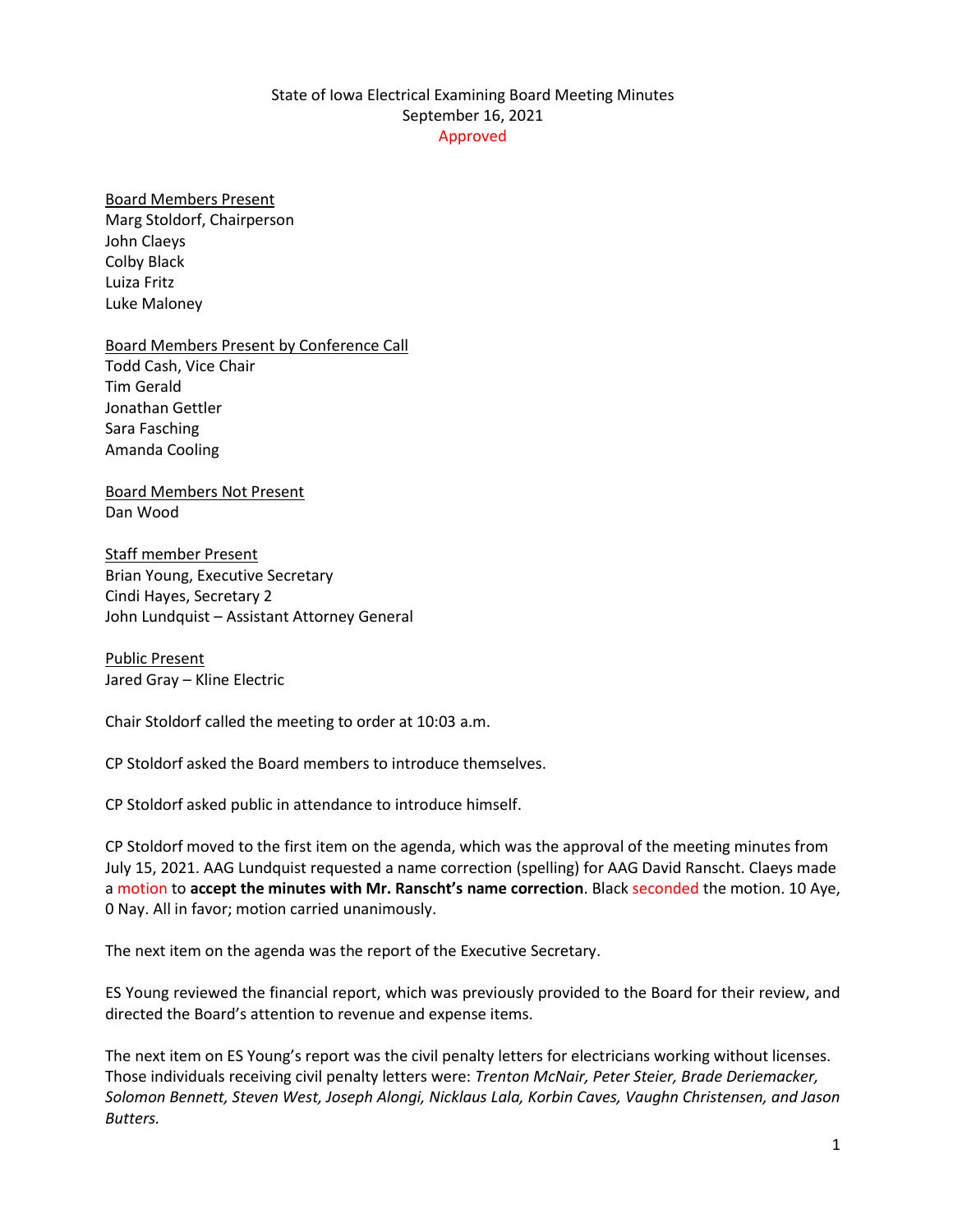State of Iowa Electrical Examining Board Meeting Minutes
September 16, 2021
Approved

Board Members Present
Marg Stoldorf, Chairperson
John Claeys
Colby Black
Luiza Fritz
Luke Maloney

Board Members Present by Conference Call
Todd Cash, Vice Chair
Tim Gerald
Jonathan Gettler
Sara Fasching
Amanda Cooling

Board Members Not Present
Dan Wood

Staff member Present
Brian Young, Executive Secretary
Cindi Hayes, Secretary 2
John Lundquist – Assistant Attorney General

Public Present
Jared Gray – Kline Electric

Chair Stoldorf called the meeting to order at 10:03 a.m.

CP Stoldorf asked the Board members to introduce themselves.

CP Stoldorf asked public in attendance to introduce himself.

CP Stoldorf moved to the first item on the agenda, which was the approval of the meeting minutes from July 15, 2021. AAG Lundquist requested a name correction (spelling) for AAG David Ranscht. Claeys made a motion to **accept the minutes with Mr. Ranscht's name correction**. Black seconded the motion. 10 Aye, 0 Nay. All in favor; motion carried unanimously.

The next item on the agenda was the report of the Executive Secretary.

ES Young reviewed the financial report, which was previously provided to the Board for their review, and directed the Board's attention to revenue and expense items.

The next item on ES Young's report was the civil penalty letters for electricians working without licenses. Those individuals receiving civil penalty letters were: *Trenton McNair, Peter Steier, Brade Deriemacker, Solomon Bennett, Steven West, Joseph Alongi, Nicklaus Lala, Korbin Caves, Vaughn Christensen, and Jason Butters.*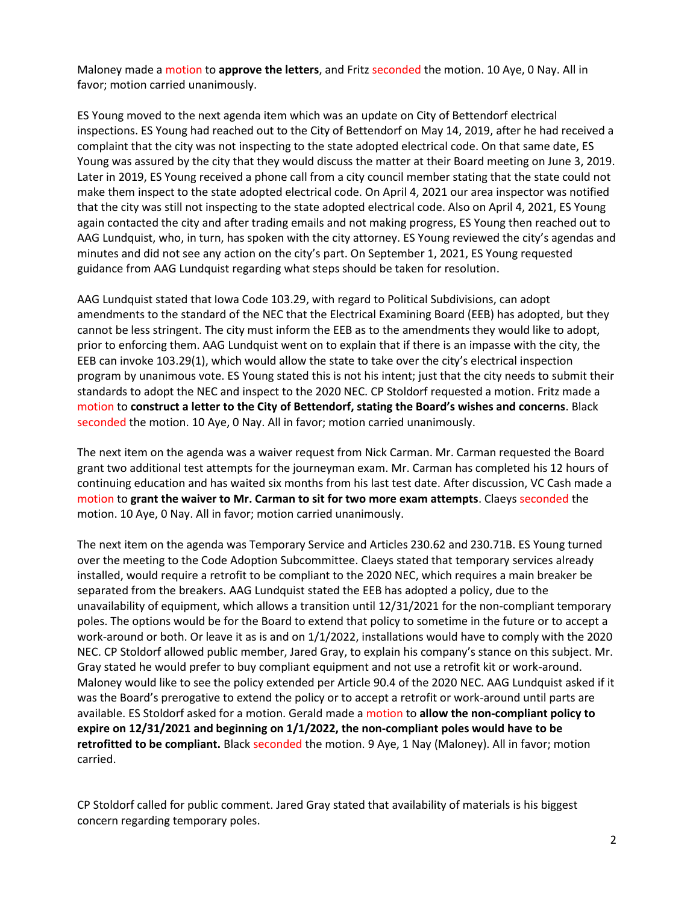Maloney made a motion to **approve the letters**, and Fritz seconded the motion. 10 Aye, 0 Nay. All in favor; motion carried unanimously.

ES Young moved to the next agenda item which was an update on City of Bettendorf electrical inspections. ES Young had reached out to the City of Bettendorf on May 14, 2019, after he had received a complaint that the city was not inspecting to the state adopted electrical code. On that same date, ES Young was assured by the city that they would discuss the matter at their Board meeting on June 3, 2019. Later in 2019, ES Young received a phone call from a city council member stating that the state could not make them inspect to the state adopted electrical code. On April 4, 2021 our area inspector was notified that the city was still not inspecting to the state adopted electrical code. Also on April 4, 2021, ES Young again contacted the city and after trading emails and not making progress, ES Young then reached out to AAG Lundquist, who, in turn, has spoken with the city attorney. ES Young reviewed the city's agendas and minutes and did not see any action on the city's part. On September 1, 2021, ES Young requested guidance from AAG Lundquist regarding what steps should be taken for resolution.

AAG Lundquist stated that Iowa Code 103.29, with regard to Political Subdivisions, can adopt amendments to the standard of the NEC that the Electrical Examining Board (EEB) has adopted, but they cannot be less stringent. The city must inform the EEB as to the amendments they would like to adopt, prior to enforcing them. AAG Lundquist went on to explain that if there is an impasse with the city, the EEB can invoke 103.29(1), which would allow the state to take over the city's electrical inspection program by unanimous vote. ES Young stated this is not his intent; just that the city needs to submit their standards to adopt the NEC and inspect to the 2020 NEC. CP Stoldorf requested a motion. Fritz made a motion to **construct a letter to the City of Bettendorf, stating the Board's wishes and concerns**. Black seconded the motion. 10 Aye, 0 Nay. All in favor; motion carried unanimously.

The next item on the agenda was a waiver request from Nick Carman. Mr. Carman requested the Board grant two additional test attempts for the journeyman exam. Mr. Carman has completed his 12 hours of continuing education and has waited six months from his last test date. After discussion, VC Cash made a motion to **grant the waiver to Mr. Carman to sit for two more exam attempts**. Claeys seconded the motion. 10 Aye, 0 Nay. All in favor; motion carried unanimously.

The next item on the agenda was Temporary Service and Articles 230.62 and 230.71B. ES Young turned over the meeting to the Code Adoption Subcommittee. Claeys stated that temporary services already installed, would require a retrofit to be compliant to the 2020 NEC, which requires a main breaker be separated from the breakers. AAG Lundquist stated the EEB has adopted a policy, due to the unavailability of equipment, which allows a transition until 12/31/2021 for the non-compliant temporary poles. The options would be for the Board to extend that policy to sometime in the future or to accept a work-around or both. Or leave it as is and on 1/1/2022, installations would have to comply with the 2020 NEC. CP Stoldorf allowed public member, Jared Gray, to explain his company's stance on this subject. Mr. Gray stated he would prefer to buy compliant equipment and not use a retrofit kit or work-around. Maloney would like to see the policy extended per Article 90.4 of the 2020 NEC. AAG Lundquist asked if it was the Board's prerogative to extend the policy or to accept a retrofit or work-around until parts are available. ES Stoldorf asked for a motion. Gerald made a motion to **allow the non-compliant policy to expire on 12/31/2021 and beginning on 1/1/2022, the non-compliant poles would have to be retrofitted to be compliant.** Black seconded the motion. 9 Aye, 1 Nay (Maloney). All in favor; motion carried.

CP Stoldorf called for public comment. Jared Gray stated that availability of materials is his biggest concern regarding temporary poles.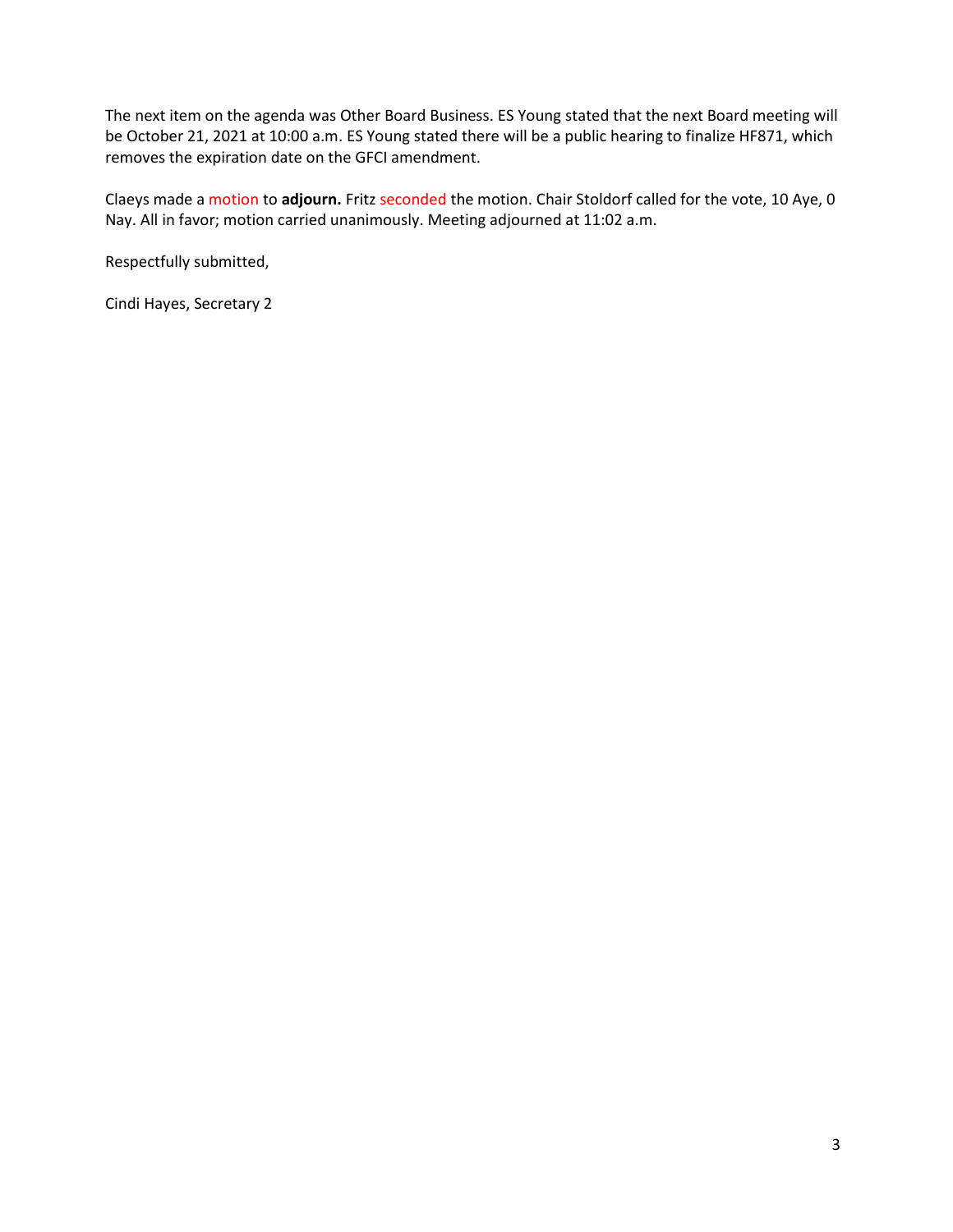The next item on the agenda was Other Board Business. ES Young stated that the next Board meeting will be October 21, 2021 at 10:00 a.m. ES Young stated there will be a public hearing to finalize HF871, which removes the expiration date on the GFCI amendment.

Claeys made a motion to **adjourn.** Fritz seconded the motion. Chair Stoldorf called for the vote, 10 Aye, 0 Nay. All in favor; motion carried unanimously. Meeting adjourned at 11:02 a.m.

Respectfully submitted,

Cindi Hayes, Secretary 2